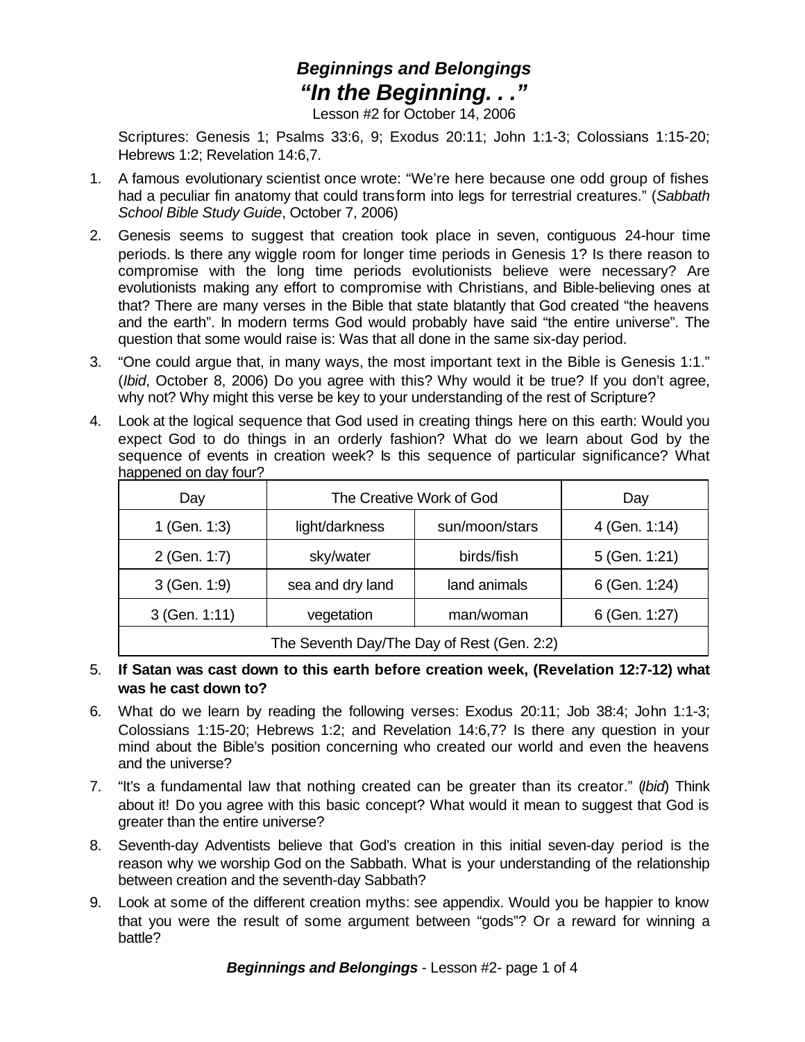# *Beginnings and Belongings*
# *"In the Beginning. . ."*

Lesson #2 for October 14, 2006

Scriptures: Genesis 1; Psalms 33:6, 9; Exodus 20:11; John 1:1-3; Colossians 1:15-20; Hebrews 1:2; Revelation 14:6,7.

1. A famous evolutionary scientist once wrote: "We're here because one odd group of fishes had a peculiar fin anatomy that could transform into legs for terrestrial creatures." (*Sabbath School Bible Study Guide*, October 7, 2006)

2. Genesis seems to suggest that creation took place in seven, contiguous 24-hour time periods. Is there any wiggle room for longer time periods in Genesis 1? Is there reason to compromise with the long time periods evolutionists believe were necessary? Are evolutionists making any effort to compromise with Christians, and Bible-believing ones at that? There are many verses in the Bible that state blatantly that God created "the heavens and the earth". In modern terms God would probably have said "the entire universe". The question that some would raise is: Was that all done in the same six-day period.

3. "One could argue that, in many ways, the most important text in the Bible is Genesis 1:1." (*Ibid*, October 8, 2006) Do you agree with this? Why would it be true? If you don't agree, why not? Why might this verse be key to your understanding of the rest of Scripture?

4. Look at the logical sequence that God used in creating things here on this earth: Would you expect God to do things in an orderly fashion? What do we learn about God by the sequence of events in creation week? Is this sequence of particular significance? What happened on day four?

| Day | The Creative Work of God | | Day |
|---|---|---|---|
| 1 (Gen. 1:3) | light/darkness | sun/moon/stars | 4 (Gen. 1:14) |
| 2 (Gen. 1:7) | sky/water | birds/fish | 5 (Gen. 1:21) |
| 3 (Gen. 1:9) | sea and dry land | land animals | 6 (Gen. 1:24) |
| 3 (Gen. 1:11) | vegetation | man/woman | 6 (Gen. 1:27) |
| The Seventh Day/The Day of Rest (Gen. 2:2) | | | |

5. **If Satan was cast down to this earth before creation week, (Revelation 12:7-12) what was he cast down to?**

6. What do we learn by reading the following verses: Exodus 20:11; Job 38:4; John 1:1-3; Colossians 1:15-20; Hebrews 1:2; and Revelation 14:6,7? Is there any question in your mind about the Bible's position concerning who created our world and even the heavens and the universe?

7. "It's a fundamental law that nothing created can be greater than its creator." (*Ibid*) Think about it! Do you agree with this basic concept? What would it mean to suggest that God is greater than the entire universe?

8. Seventh-day Adventists believe that God's creation in this initial seven-day period is the reason why we worship God on the Sabbath. What is your understanding of the relationship between creation and the seventh-day Sabbath?

9. Look at some of the different creation myths: see appendix. Would you be happier to know that you were the result of some argument between "gods"? Or a reward for winning a battle?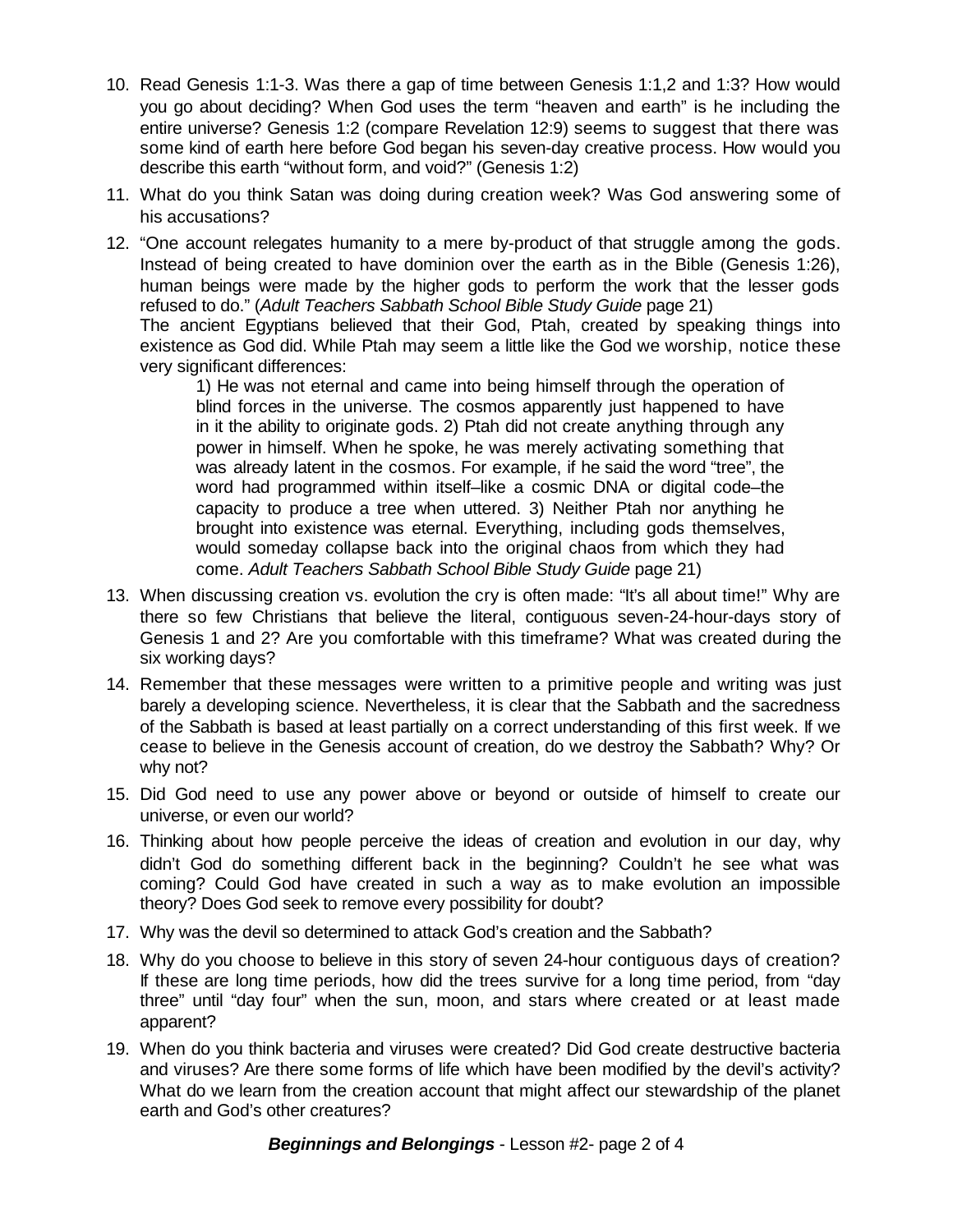10. Read Genesis 1:1-3. Was there a gap of time between Genesis 1:1,2 and 1:3? How would you go about deciding? When God uses the term "heaven and earth" is he including the entire universe? Genesis 1:2 (compare Revelation 12:9) seems to suggest that there was some kind of earth here before God began his seven-day creative process. How would you describe this earth "without form, and void?" (Genesis 1:2)

11. What do you think Satan was doing during creation week? Was God answering some of his accusations?

12. "One account relegates humanity to a mere by-product of that struggle among the gods. Instead of being created to have dominion over the earth as in the Bible (Genesis 1:26), human beings were made by the higher gods to perform the work that the lesser gods refused to do." (*Adult Teachers Sabbath School Bible Study Guide* page 21)
    The ancient Egyptians believed that their God, Ptah, created by speaking things into existence as God did. While Ptah may seem a little like the God we worship, notice these very significant differences:

    > 1) He was not eternal and came into being himself through the operation of blind forces in the universe. The cosmos apparently just happened to have in it the ability to originate gods. 2) Ptah did not create anything through any power in himself. When he spoke, he was merely activating something that was already latent in the cosmos. For example, if he said the word "tree", the word had programmed within itself–like a cosmic DNA or digital code–the capacity to produce a tree when uttered. 3) Neither Ptah nor anything he brought into existence was eternal. Everything, including gods themselves, would someday collapse back into the original chaos from which they had come. *Adult Teachers Sabbath School Bible Study Guide* page 21)

13. When discussing creation vs. evolution the cry is often made: "It's all about time!" Why are there so few Christians that believe the literal, contiguous seven-24-hour-days story of Genesis 1 and 2? Are you comfortable with this timeframe? What was created during the six working days?

14. Remember that these messages were written to a primitive people and writing was just barely a developing science. Nevertheless, it is clear that the Sabbath and the sacredness of the Sabbath is based at least partially on a correct understanding of this first week. If we cease to believe in the Genesis account of creation, do we destroy the Sabbath? Why? Or why not?

15. Did God need to use any power above or beyond or outside of himself to create our universe, or even our world?

16. Thinking about how people perceive the ideas of creation and evolution in our day, why didn't God do something different back in the beginning? Couldn't he see what was coming? Could God have created in such a way as to make evolution an impossible theory? Does God seek to remove every possibility for doubt?

17. Why was the devil so determined to attack God's creation and the Sabbath?

18. Why do you choose to believe in this story of seven 24-hour contiguous days of creation? If these are long time periods, how did the trees survive for a long time period, from "day three" until "day four" when the sun, moon, and stars where created or at least made apparent?

19. When do you think bacteria and viruses were created? Did God create destructive bacteria and viruses? Are there some forms of life which have been modified by the devil's activity? What do we learn from the creation account that might affect our stewardship of the planet earth and God's other creatures?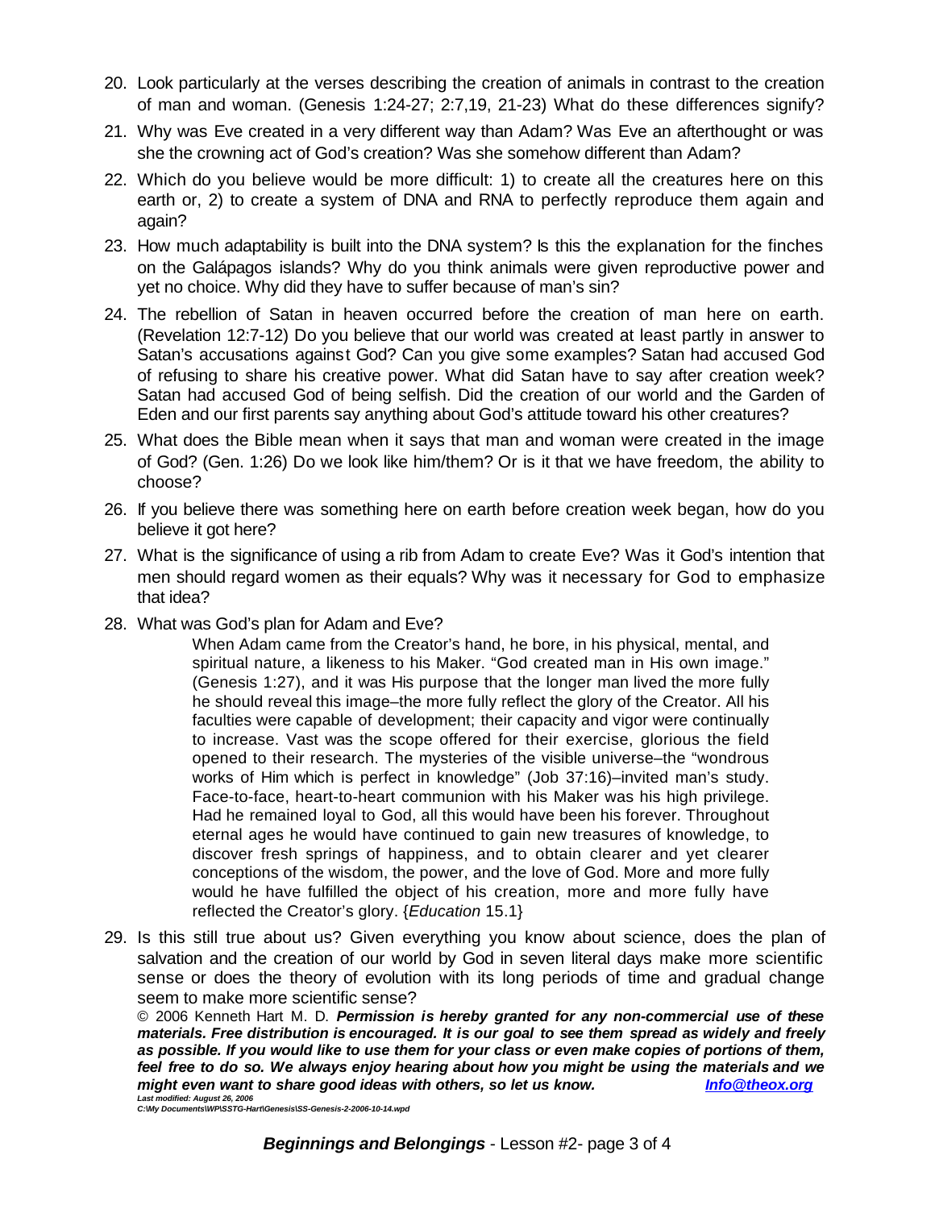20. Look particularly at the verses describing the creation of animals in contrast to the creation of man and woman. (Genesis 1:24-27; 2:7,19, 21-23) What do these differences signify?
21. Why was Eve created in a very different way than Adam? Was Eve an afterthought or was she the crowning act of God's creation? Was she somehow different than Adam?
22. Which do you believe would be more difficult: 1) to create all the creatures here on this earth or, 2) to create a system of DNA and RNA to perfectly reproduce them again and again?
23. How much adaptability is built into the DNA system? Is this the explanation for the finches on the Galápagos islands? Why do you think animals were given reproductive power and yet no choice. Why did they have to suffer because of man's sin?
24. The rebellion of Satan in heaven occurred before the creation of man here on earth. (Revelation 12:7-12) Do you believe that our world was created at least partly in answer to Satan's accusations against God? Can you give some examples? Satan had accused God of refusing to share his creative power. What did Satan have to say after creation week? Satan had accused God of being selfish. Did the creation of our world and the Garden of Eden and our first parents say anything about God's attitude toward his other creatures?
25. What does the Bible mean when it says that man and woman were created in the image of God? (Gen. 1:26) Do we look like him/them? Or is it that we have freedom, the ability to choose?
26. If you believe there was something here on earth before creation week began, how do you believe it got here?
27. What is the significance of using a rib from Adam to create Eve? Was it God's intention that men should regard women as their equals? Why was it necessary for God to emphasize that idea?
28. What was God's plan for Adam and Eve?

    > When Adam came from the Creator's hand, he bore, in his physical, mental, and spiritual nature, a likeness to his Maker. "God created man in His own image." (Genesis 1:27), and it was His purpose that the longer man lived the more fully he should reveal this image–the more fully reflect the glory of the Creator. All his faculties were capable of development; their capacity and vigor were continually to increase. Vast was the scope offered for their exercise, glorious the field opened to their research. The mysteries of the visible universe–the "wondrous works of Him which is perfect in knowledge" (Job 37:16)–invited man's study. Face-to-face, heart-to-heart communion with his Maker was his high privilege. Had he remained loyal to God, all this would have been his forever. Throughout eternal ages he would have continued to gain new treasures of knowledge, to discover fresh springs of happiness, and to obtain clearer and yet clearer conceptions of the wisdom, the power, and the love of God. More and more fully would he have fulfilled the object of his creation, more and more fully have reflected the Creator's glory. {*Education* 15.1}

29. Is this still true about us? Given everything you know about science, does the plan of salvation and the creation of our world by God in seven literal days make more scientific sense or does the theory of evolution with its long periods of time and gradual change seem to make more scientific sense?

© 2006 Kenneth Hart M. D. ***Permission is hereby granted for any non-commercial use of these materials. Free distribution is encouraged. It is our goal to see them spread as widely and freely as possible. If you would like to use them for your class or even make copies of portions of them, feel free to do so. We always enjoy hearing about how you might be using the materials and we might even want to share good ideas with others, so let us know.*** [Info@theox.org](mailto:Info@theox.org)

***Last modified: August 26, 2006***
***C:\My Documents\WP\SSTG-Hart\Genesis\SS-Genesis-2-2006-10-14.wpd***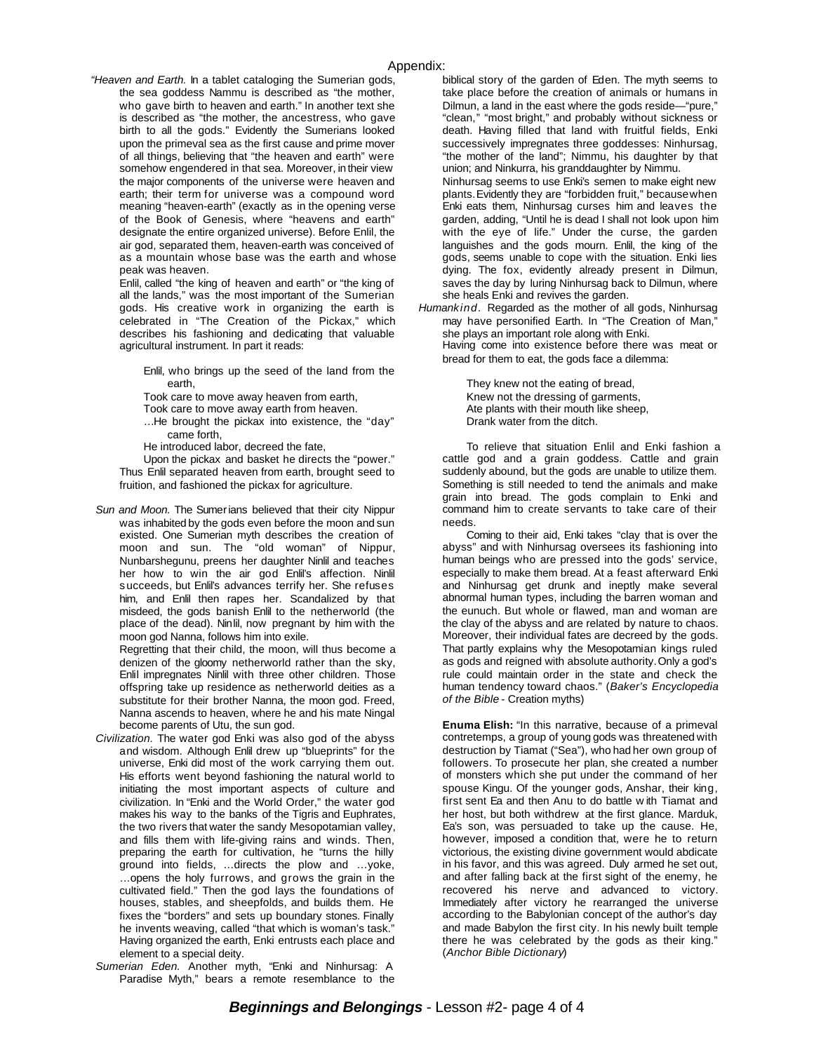Appendix:

*"Heaven and Earth.* In a tablet cataloging the Sumerian gods, the sea goddess Nammu is described as "the mother, who gave birth to heaven and earth." In another text she is described as "the mother, the ancestress, who gave birth to all the gods." Evidently the Sumerians looked upon the primeval sea as the first cause and prime mover of all things, believing that "the heaven and earth" were somehow engendered in that sea. Moreover, in their view the major components of the universe were heaven and earth; their term for universe was a compound word meaning "heaven-earth" (exactly as in the opening verse of the Book of Genesis, where "heavens and earth" designate the entire organized universe). Before Enlil, the air god, separated them, heaven-earth was conceived of as a mountain whose base was the earth and whose peak was heaven.

Enlil, called "the king of heaven and earth" or "the king of all the lands," was the most important of the Sumerian gods. His creative work in organizing the earth is celebrated in "The Creation of the Pickax," which describes his fashioning and dedicating that valuable agricultural instrument. In part it reads:

> Enlil, who brings up the seed of the land from the earth,
> Took care to move away heaven from earth,
> Took care to move away earth from heaven.
> …He brought the pickax into existence, the "day" came forth,
> He introduced labor, decreed the fate,
> Upon the pickax and basket he directs the "power."

Thus Enlil separated heaven from earth, brought seed to fruition, and fashioned the pickax for agriculture.

*Sun and Moon.* The Sumerians believed that their city Nippur was inhabited by the gods even before the moon and sun existed. One Sumerian myth describes the creation of moon and sun. The "old woman" of Nippur, Nunbarshegunu, preens her daughter Ninlil and teaches her how to win the air god Enlil's affection. Ninlil succeeds, but Enlil's advances terrify her. She refuses him, and Enlil then rapes her. Scandalized by that misdeed, the gods banish Enlil to the netherworld (the place of the dead). Ninlil, now pregnant by him with the moon god Nanna, follows him into exile.

Regretting that their child, the moon, will thus become a denizen of the gloomy netherworld rather than the sky, Enlil impregnates Ninlil with three other children. Those offspring take up residence as netherworld deities as a substitute for their brother Nanna, the moon god. Freed, Nanna ascends to heaven, where he and his mate Ningal become parents of Utu, the sun god.

*Civilization.* The water god Enki was also god of the abyss and wisdom. Although Enlil drew up "blueprints" for the universe, Enki did most of the work carrying them out. His efforts went beyond fashioning the natural world to initiating the most important aspects of culture and civilization. In "Enki and the World Order," the water god makes his way to the banks of the Tigris and Euphrates, the two rivers that water the sandy Mesopotamian valley, and fills them with life-giving rains and winds. Then, preparing the earth for cultivation, he "turns the hilly ground into fields, …directs the plow and …yoke, …opens the holy furrows, and grows the grain in the cultivated field." Then the god lays the foundations of houses, stables, and sheepfolds, and builds them. He fixes the "borders" and sets up boundary stones. Finally he invents weaving, called "that which is woman's task." Having organized the earth, Enki entrusts each place and element to a special deity.

*Sumerian Eden.* Another myth, "Enki and Ninhursag: A Paradise Myth," bears a remote resemblance to the biblical story of the garden of Eden. The myth seems to take place before the creation of animals or humans in Dilmun, a land in the east where the gods reside—"pure," "clean," "most bright," and probably without sickness or death. Having filled that land with fruitful fields, Enki successively impregnates three goddesses: Ninhursag, "the mother of the land"; Nimmu, his daughter by that union; and Ninkurra, his granddaughter by Nimmu.

Ninhursag seems to use Enki's semen to make eight new plants. Evidently they are "forbidden fruit," because when Enki eats them, Ninhursag curses him and leaves the garden, adding, "Until he is dead I shall not look upon him with the eye of life." Under the curse, the garden languishes and the gods mourn. Enlil, the king of the gods, seems unable to cope with the situation. Enki lies dying. The fox, evidently already present in Dilmun, saves the day by luring Ninhursag back to Dilmun, where she heals Enki and revives the garden.

*Humankind.* Regarded as the mother of all gods, Ninhursag may have personified Earth. In "The Creation of Man," she plays an important role along with Enki.

Having come into existence before there was meat or bread for them to eat, the gods face a dilemma:

> They knew not the eating of bread,
> Knew not the dressing of garments,
> Ate plants with their mouth like sheep,
> Drank water from the ditch.

To relieve that situation Enlil and Enki fashion a cattle god and a grain goddess. Cattle and grain suddenly abound, but the gods are unable to utilize them. Something is still needed to tend the animals and make grain into bread. The gods complain to Enki and command him to create servants to take care of their needs.

Coming to their aid, Enki takes "clay that is over the abyss" and with Ninhursag oversees its fashioning into human beings who are pressed into the gods' service, especially to make them bread. At a feast afterward Enki and Ninhursag get drunk and ineptly make several abnormal human types, including the barren woman and the eunuch. But whole or flawed, man and woman are the clay of the abyss and are related by nature to chaos. Moreover, their individual fates are decreed by the gods. That partly explains why the Mesopotamian kings ruled as gods and reigned with absolute authority. Only a god's rule could maintain order in the state and check the human tendency toward chaos." (*Baker's Encyclopedia of the Bible* - Creation myths)

**Enuma Elish:** "In this narrative, because of a primeval contretemps, a group of young gods was threatened with destruction by Tiamat ("Sea"), who had her own group of followers. To prosecute her plan, she created a number of monsters which she put under the command of her spouse Kingu. Of the younger gods, Anshar, their king, first sent Ea and then Anu to do battle with Tiamat and her host, but both withdrew at the first glance. Marduk, Ea's son, was persuaded to take up the cause. He, however, imposed a condition that, were he to return victorious, the existing divine government would abdicate in his favor, and this was agreed. Duly armed he set out, and after falling back at the first sight of the enemy, he recovered his nerve and advanced to victory. Immediately after victory he rearranged the universe according to the Babylonian concept of the author's day and made Babylon the first city. In his newly built temple there he was celebrated by the gods as their king." (*Anchor Bible Dictionary*)